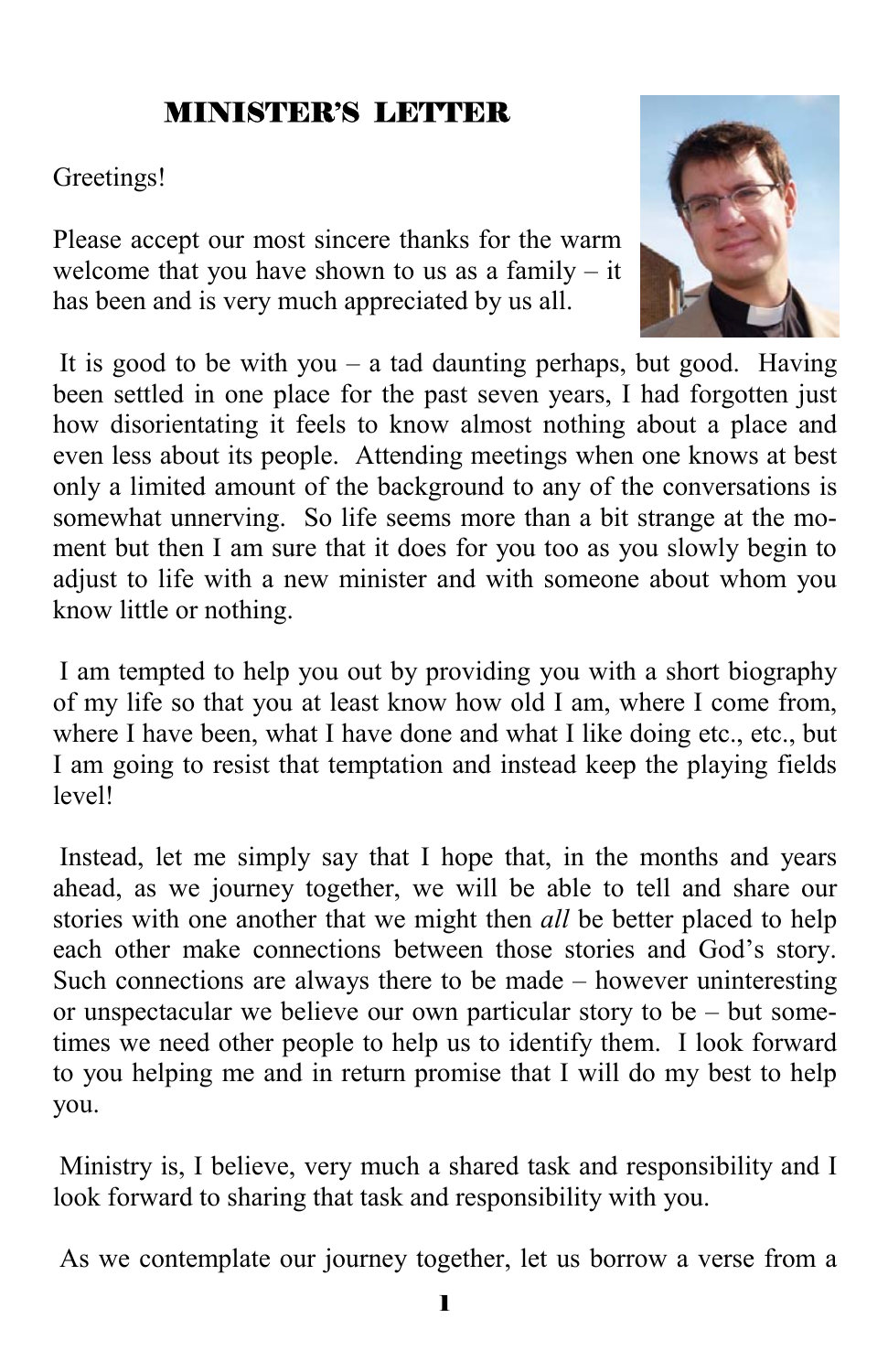# MINISTER'S LETTER

Greetings!

Please accept our most sincere thanks for the warm welcome that you have shown to us as a family – it has been and is very much appreciated by us all.

It is good to be with you – a tad daunting perhaps, but good. Having been settled in one place for the past seven years, I had forgotten just how disorientating it feels to know almost nothing about a place and even less about its people. Attending meetings when one knows at best only a limited amount of the background to any of the conversations is somewhat unnerving. So life seems more than a bit strange at the moment but then I am sure that it does for you too as you slowly begin to adjust to life with a new minister and with someone about whom you know little or nothing.

I am tempted to help you out by providing you with a short biography of my life so that you at least know how old I am, where I come from, where I have been, what I have done and what I like doing etc., etc., but I am going to resist that temptation and instead keep the playing fields level!

Instead, let me simply say that I hope that, in the months and years ahead, as we journey together, we will be able to tell and share our stories with one another that we might then *all* be better placed to help each other make connections between those stories and God's story. Such connections are always there to be made – however uninteresting or unspectacular we believe our own particular story to be – but sometimes we need other people to help us to identify them. I look forward to you helping me and in return promise that I will do my best to help you.

Ministry is, I believe, very much a shared task and responsibility and I look forward to sharing that task and responsibility with you.

As we contemplate our journey together, let us borrow a verse from a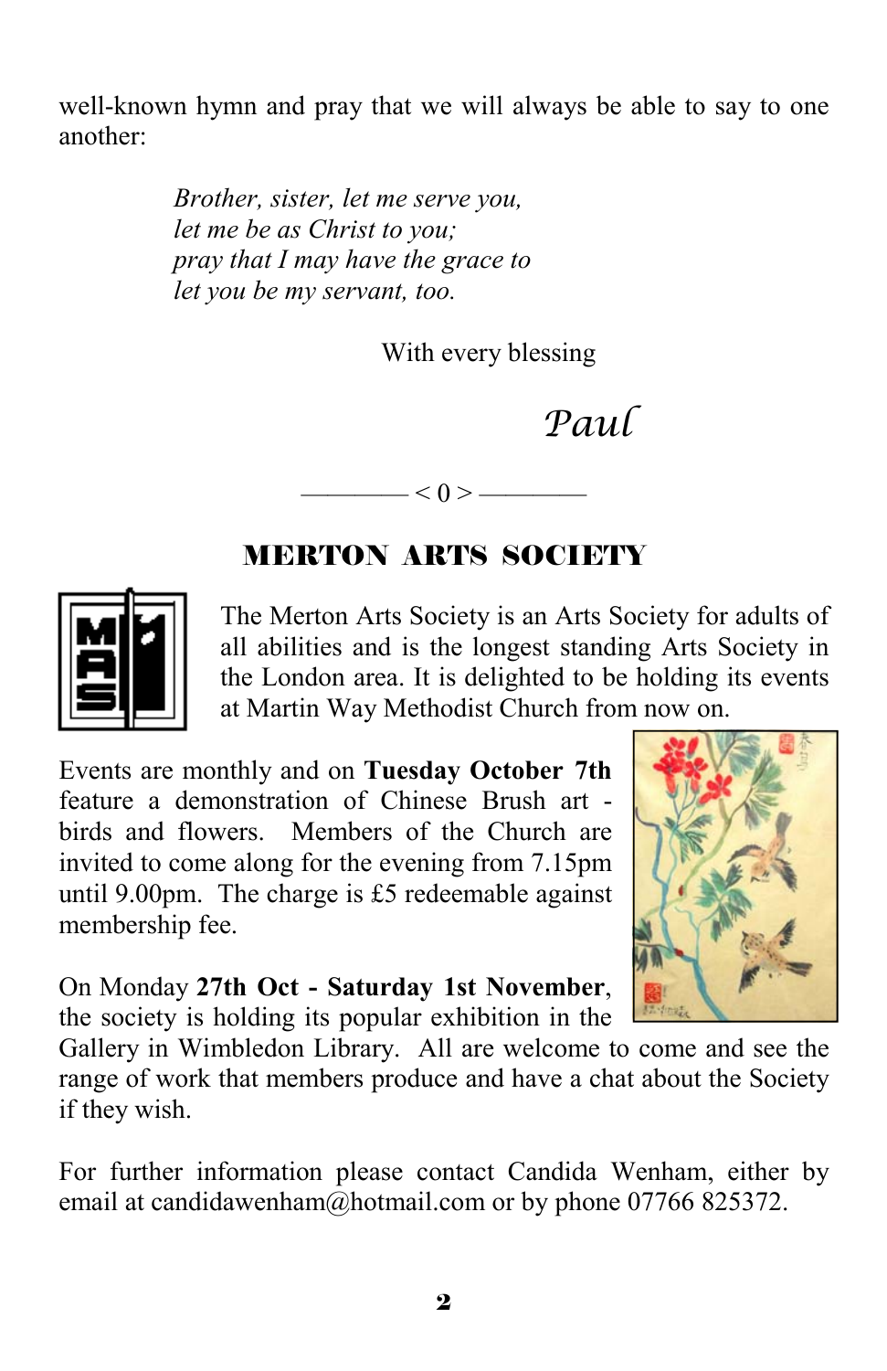well-known hymn and pray that we will always be able to say to one another:

> *Brother, sister, let me serve you,*
> *let me be as Christ to you;*
> *pray that I may have the grace to*
> *let you be my servant, too.*

With every blessing

*Paul*

———— < 0 > ————

## MERTON ARTS SOCIETY

The Merton Arts Society is an Arts Society for adults of all abilities and is the longest standing Arts Society in the London area. It is delighted to be holding its events at Martin Way Methodist Church from now on.

Events are monthly and on **Tuesday October 7th** feature a demonstration of Chinese Brush art - birds and flowers. Members of the Church are invited to come along for the evening from 7.15pm until 9.00pm. The charge is £5 redeemable against membership fee.

On Monday **27th Oct - Saturday 1st November**, the society is holding its popular exhibition in the Gallery in Wimbledon Library. All are welcome to come and see the range of work that members produce and have a chat about the Society if they wish.

For further information please contact Candida Wenham, either by email at candidawenham@hotmail.com or by phone 07766 825372.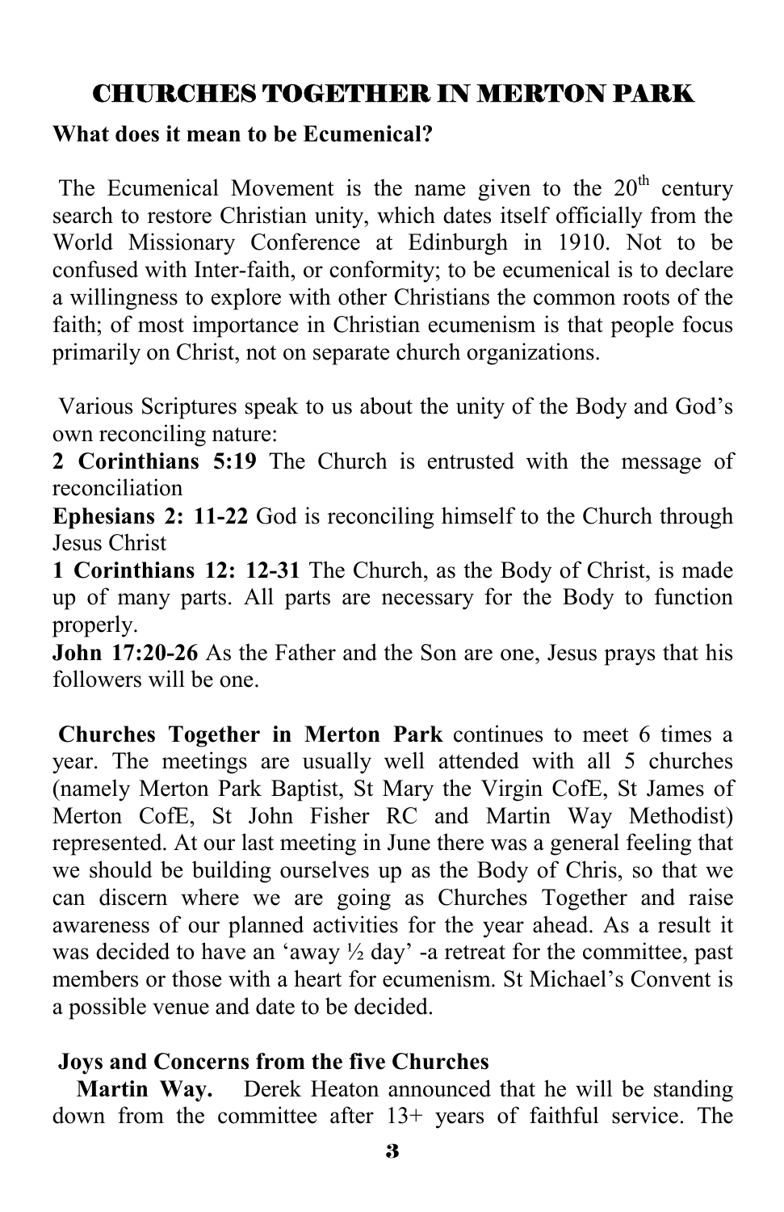## CHURCHES TOGETHER IN MERTON PARK

**What does it mean to be Ecumenical?**

The Ecumenical Movement is the name given to the 20th century search to restore Christian unity, which dates itself officially from the World Missionary Conference at Edinburgh in 1910. Not to be confused with Inter-faith, or conformity; to be ecumenical is to declare a willingness to explore with other Christians the common roots of the faith; of most importance in Christian ecumenism is that people focus primarily on Christ, not on separate church organizations.

Various Scriptures speak to us about the unity of the Body and God's own reconciling nature:

**2 Corinthians 5:19** The Church is entrusted with the message of reconciliation

**Ephesians 2: 11-22** God is reconciling himself to the Church through Jesus Christ

**1 Corinthians 12: 12-31** The Church, as the Body of Christ, is made up of many parts. All parts are necessary for the Body to function properly.

**John 17:20-26** As the Father and the Son are one, Jesus prays that his followers will be one.

**Churches Together in Merton Park** continues to meet 6 times a year. The meetings are usually well attended with all 5 churches (namely Merton Park Baptist, St Mary the Virgin CofE, St James of Merton CofE, St John Fisher RC and Martin Way Methodist) represented. At our last meeting in June there was a general feeling that we should be building ourselves up as the Body of Chris, so that we can discern where we are going as Churches Together and raise awareness of our planned activities for the year ahead. As a result it was decided to have an 'away ½ day' -a retreat for the committee, past members or those with a heart for ecumenism. St Michael's Convent is a possible venue and date to be decided.

**Joys and Concerns from the five Churches**

**Martin Way.** Derek Heaton announced that he will be standing down from the committee after 13+ years of faithful service. The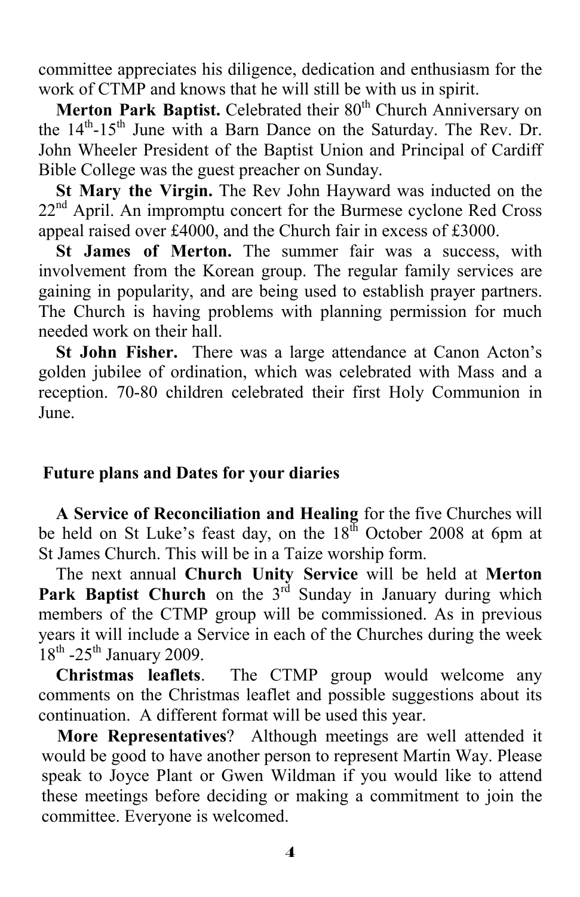committee appreciates his diligence, dedication and enthusiasm for the work of CTMP and knows that he will still be with us in spirit.

**Merton Park Baptist.** Celebrated their 80th Church Anniversary on the 14th-15th June with a Barn Dance on the Saturday. The Rev. Dr. John Wheeler President of the Baptist Union and Principal of Cardiff Bible College was the guest preacher on Sunday.

**St Mary the Virgin.** The Rev John Hayward was inducted on the 22nd April. An impromptu concert for the Burmese cyclone Red Cross appeal raised over £4000, and the Church fair in excess of £3000.

**St James of Merton.** The summer fair was a success, with involvement from the Korean group. The regular family services are gaining in popularity, and are being used to establish prayer partners. The Church is having problems with planning permission for much needed work on their hall.

**St John Fisher.** There was a large attendance at Canon Acton's golden jubilee of ordination, which was celebrated with Mass and a reception. 70-80 children celebrated their first Holy Communion in June.

## Future plans and Dates for your diaries

**A Service of Reconciliation and Healing** for the five Churches will be held on St Luke's feast day, on the 18th October 2008 at 6pm at St James Church. This will be in a Taize worship form.

The next annual **Church Unity Service** will be held at **Merton Park Baptist Church** on the 3rd Sunday in January during which members of the CTMP group will be commissioned. As in previous years it will include a Service in each of the Churches during the week 18th -25th January 2009.

**Christmas leaflets**. The CTMP group would welcome any comments on the Christmas leaflet and possible suggestions about its continuation. A different format will be used this year.

**More Representatives**? Although meetings are well attended it would be good to have another person to represent Martin Way. Please speak to Joyce Plant or Gwen Wildman if you would like to attend these meetings before deciding or making a commitment to join the committee. Everyone is welcomed.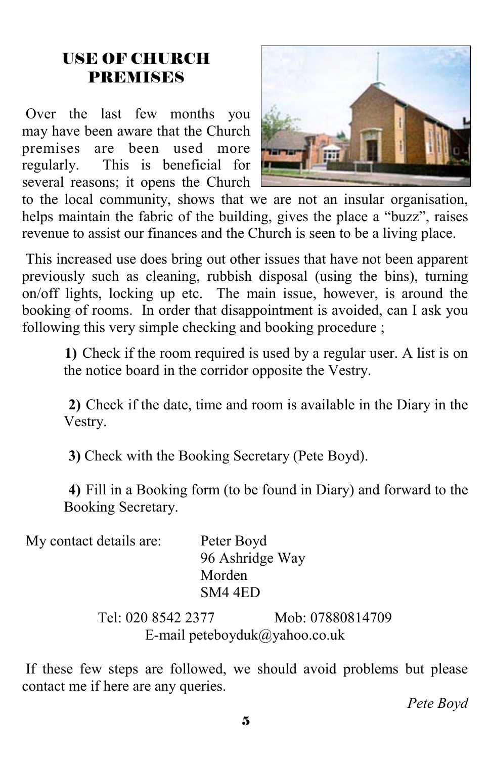## USE OF CHURCH PREMISES

Over the last few months you may have been aware that the Church premises are been used more regularly. This is beneficial for several reasons; it opens the Church to the local community, shows that we are not an insular organisation, helps maintain the fabric of the building, gives the place a "buzz", raises revenue to assist our finances and the Church is seen to be a living place.

This increased use does bring out other issues that have not been apparent previously such as cleaning, rubbish disposal (using the bins), turning on/off lights, locking up etc. The main issue, however, is around the booking of rooms. In order that disappointment is avoided, can I ask you following this very simple checking and booking procedure ;

**1)** Check if the room required is used by a regular user. A list is on the notice board in the corridor opposite the Vestry.

**2)** Check if the date, time and room is available in the Diary in the Vestry.

**3)** Check with the Booking Secretary (Pete Boyd).

**4)** Fill in a Booking form (to be found in Diary) and forward to the Booking Secretary.

My contact details are:

Peter Boyd
96 Ashridge Way
Morden
SM4 4ED

Tel: 020 8542 2377 Mob: 07880814709
E-mail peteboyduk@yahoo.co.uk

If these few steps are followed, we should avoid problems but please contact me if here are any queries.

*Pete Boyd*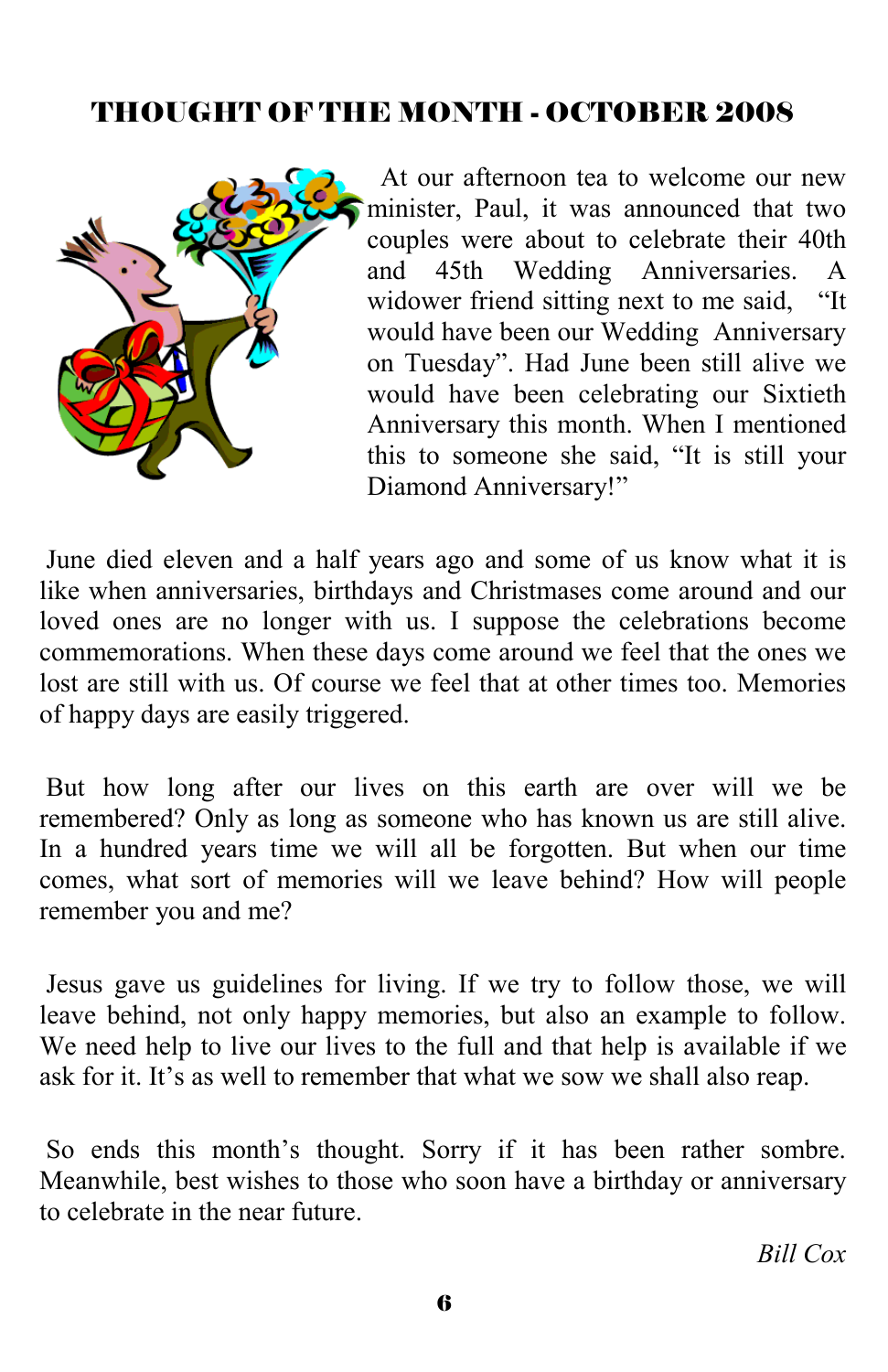## THOUGHT OF THE MONTH - OCTOBER 2008

At our afternoon tea to welcome our new minister, Paul, it was announced that two couples were about to celebrate their 40th and 45th Wedding Anniversaries. A widower friend sitting next to me said, "It would have been our Wedding Anniversary on Tuesday". Had June been still alive we would have been celebrating our Sixtieth Anniversary this month. When I mentioned this to someone she said, "It is still your Diamond Anniversary!"

June died eleven and a half years ago and some of us know what it is like when anniversaries, birthdays and Christmases come around and our loved ones are no longer with us. I suppose the celebrations become commemorations. When these days come around we feel that the ones we lost are still with us. Of course we feel that at other times too. Memories of happy days are easily triggered.

But how long after our lives on this earth are over will we be remembered? Only as long as someone who has known us are still alive. In a hundred years time we will all be forgotten. But when our time comes, what sort of memories will we leave behind? How will people remember you and me?

Jesus gave us guidelines for living. If we try to follow those, we will leave behind, not only happy memories, but also an example to follow. We need help to live our lives to the full and that help is available if we ask for it. It's as well to remember that what we sow we shall also reap.

So ends this month's thought. Sorry if it has been rather sombre. Meanwhile, best wishes to those who soon have a birthday or anniversary to celebrate in the near future.

*Bill Cox*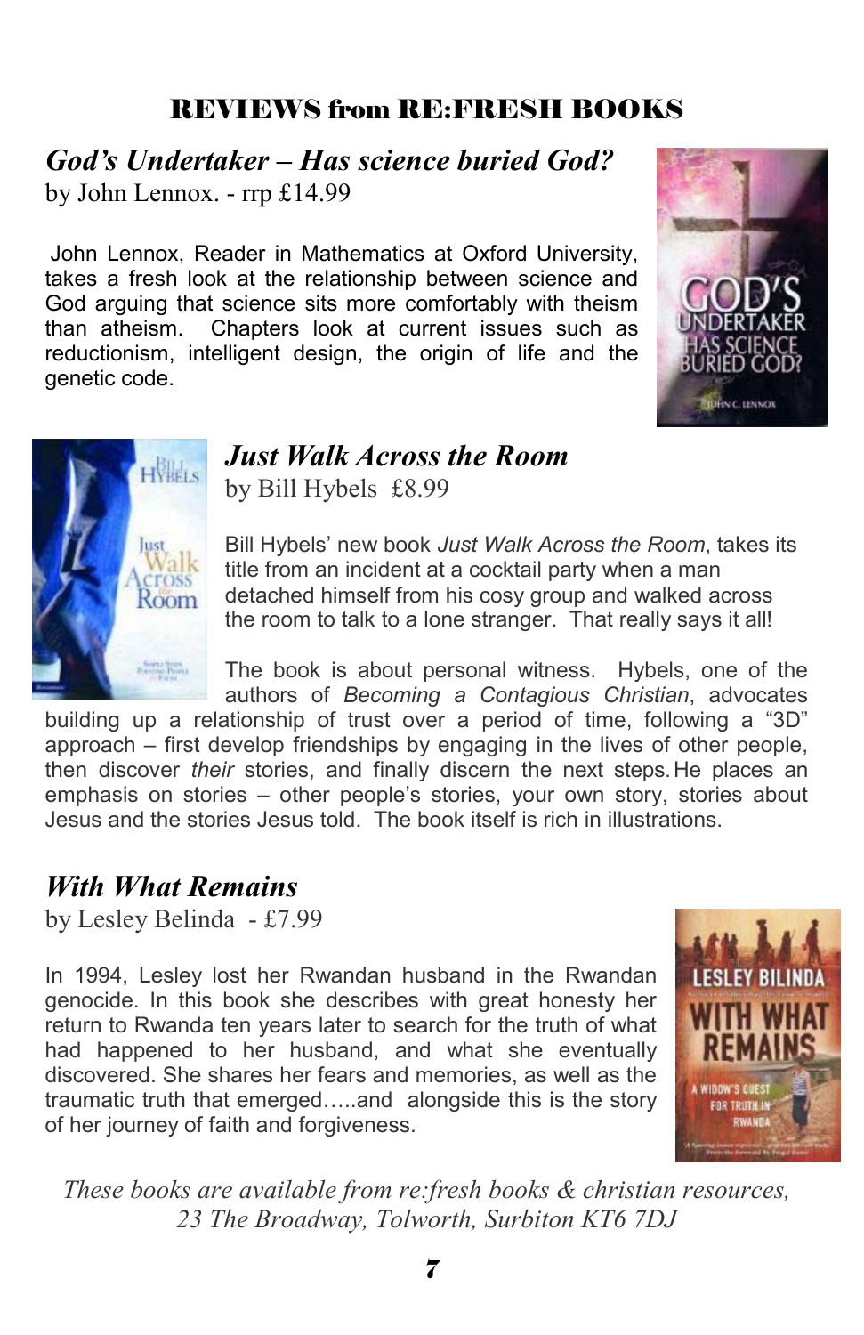## REVIEWS from RE:FRESH BOOKS

### *God's Undertaker – Has science buried God?*

by John Lennox. - rrp £14.99

John Lennox, Reader in Mathematics at Oxford University, takes a fresh look at the relationship between science and God arguing that science sits more comfortably with theism than atheism. Chapters look at current issues such as reductionism, intelligent design, the origin of life and the genetic code.

### *Just Walk Across the Room*

by Bill Hybels £8.99

Bill Hybels' new book *Just Walk Across the Room*, takes its title from an incident at a cocktail party when a man detached himself from his cosy group and walked across the room to talk to a lone stranger. That really says it all!

The book is about personal witness. Hybels, one of the authors of *Becoming a Contagious Christian*, advocates building up a relationship of trust over a period of time, following a "3D" approach – first develop friendships by engaging in the lives of other people, then discover *their* stories, and finally discern the next steps. He places an emphasis on stories – other people's stories, your own story, stories about Jesus and the stories Jesus told. The book itself is rich in illustrations.

### *With What Remains*

by Lesley Belinda - £7.99

In 1994, Lesley lost her Rwandan husband in the Rwandan genocide. In this book she describes with great honesty her return to Rwanda ten years later to search for the truth of what had happened to her husband, and what she eventually discovered. She shares her fears and memories, as well as the traumatic truth that emerged…..and alongside this is the story of her journey of faith and forgiveness.

*These books are available from re:fresh books & christian resources, 23 The Broadway, Tolworth, Surbiton KT6 7DJ*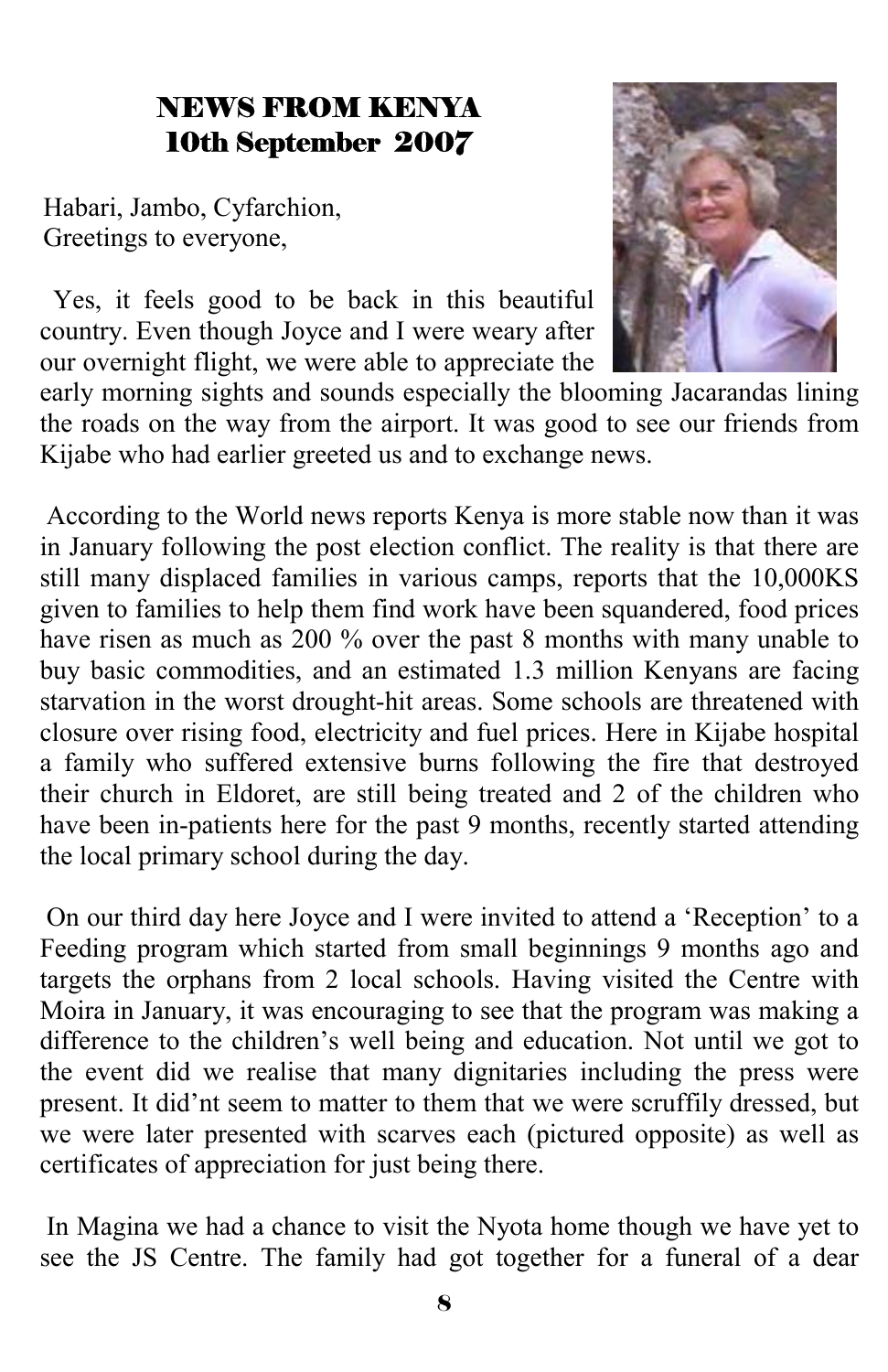# NEWS FROM KENYA
## 10th September 2007

Habari, Jambo, Cyfarchion,
Greetings to everyone,

Yes, it feels good to be back in this beautiful country. Even though Joyce and I were weary after our overnight flight, we were able to appreciate the early morning sights and sounds especially the blooming Jacarandas lining the roads on the way from the airport. It was good to see our friends from Kijabe who had earlier greeted us and to exchange news.

According to the World news reports Kenya is more stable now than it was in January following the post election conflict. The reality is that there are still many displaced families in various camps, reports that the 10,000KS given to families to help them find work have been squandered, food prices have risen as much as 200 % over the past 8 months with many unable to buy basic commodities, and an estimated 1.3 million Kenyans are facing starvation in the worst drought-hit areas. Some schools are threatened with closure over rising food, electricity and fuel prices. Here in Kijabe hospital a family who suffered extensive burns following the fire that destroyed their church in Eldoret, are still being treated and 2 of the children who have been in-patients here for the past 9 months, recently started attending the local primary school during the day.

On our third day here Joyce and I were invited to attend a 'Reception' to a Feeding program which started from small beginnings 9 months ago and targets the orphans from 2 local schools. Having visited the Centre with Moira in January, it was encouraging to see that the program was making a difference to the children's well being and education. Not until we got to the event did we realise that many dignitaries including the press were present. It did'nt seem to matter to them that we were scruffily dressed, but we were later presented with scarves each (pictured opposite) as well as certificates of appreciation for just being there.

In Magina we had a chance to visit the Nyota home though we have yet to see the JS Centre. The family had got together for a funeral of a dear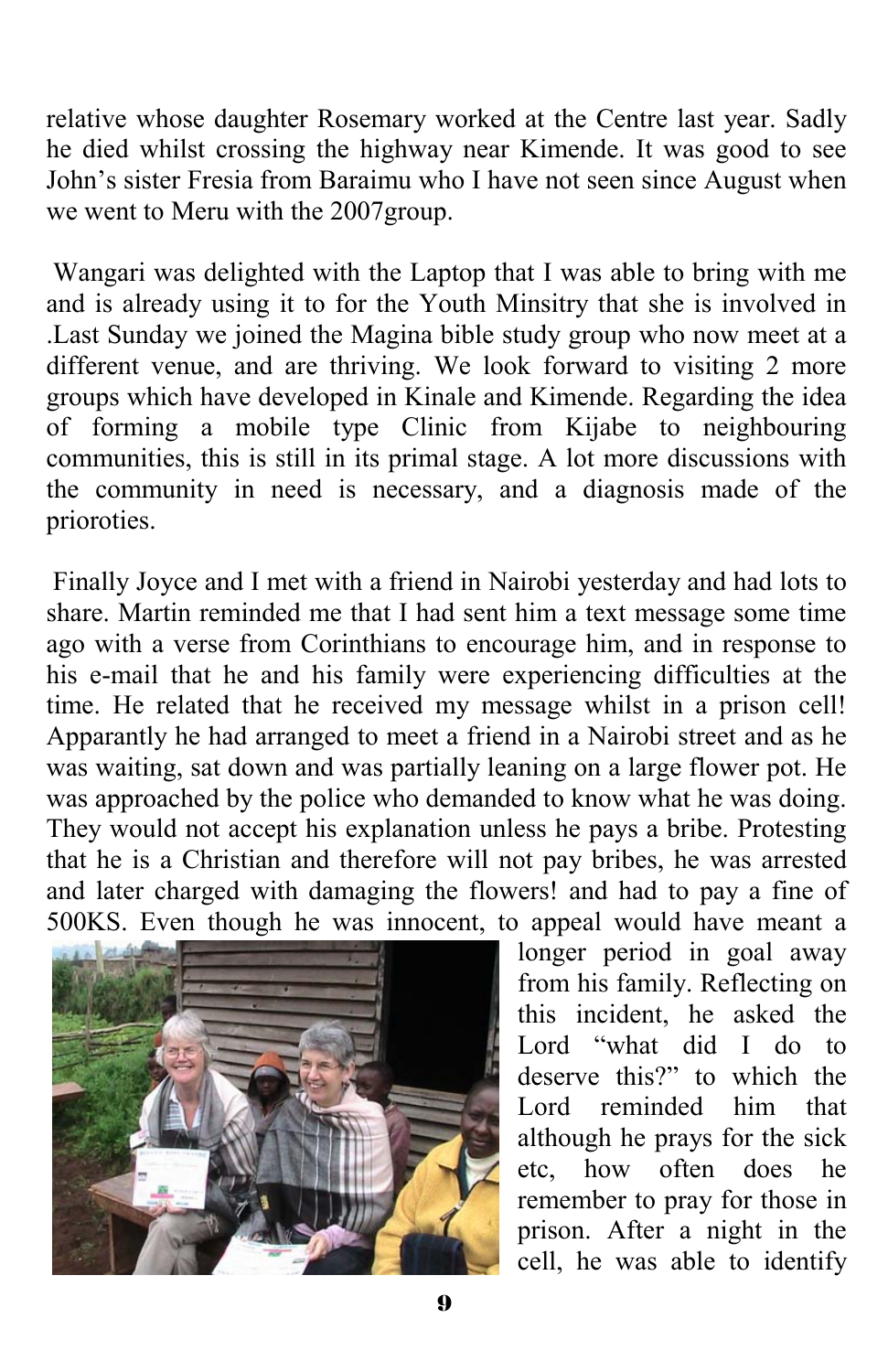relative whose daughter Rosemary worked at the Centre last year. Sadly he died whilst crossing the highway near Kimende. It was good to see John's sister Fresia from Baraimu who I have not seen since August when we went to Meru with the 2007group.

Wangari was delighted with the Laptop that I was able to bring with me and is already using it to for the Youth Minsitry that she is involved in .Last Sunday we joined the Magina bible study group who now meet at a different venue, and are thriving. We look forward to visiting 2 more groups which have developed in Kinale and Kimende. Regarding the idea of forming a mobile type Clinic from Kijabe to neighbouring communities, this is still in its primal stage. A lot more discussions with the community in need is necessary, and a diagnosis made of the prioroties.

Finally Joyce and I met with a friend in Nairobi yesterday and had lots to share. Martin reminded me that I had sent him a text message some time ago with a verse from Corinthians to encourage him, and in response to his e-mail that he and his family were experiencing difficulties at the time. He related that he received my message whilst in a prison cell! Apparantly he had arranged to meet a friend in a Nairobi street and as he was waiting, sat down and was partially leaning on a large flower pot. He was approached by the police who demanded to know what he was doing. They would not accept his explanation unless he pays a bribe. Protesting that he is a Christian and therefore will not pay bribes, he was arrested and later charged with damaging the flowers! and had to pay a fine of 500KS. Even though he was innocent, to appeal would have meant a longer period in goal away from his family. Reflecting on this incident, he asked the Lord "what did I do to deserve this?" to which the Lord reminded him that although he prays for the sick etc, how often does he remember to pray for those in prison. After a night in the cell, he was able to identify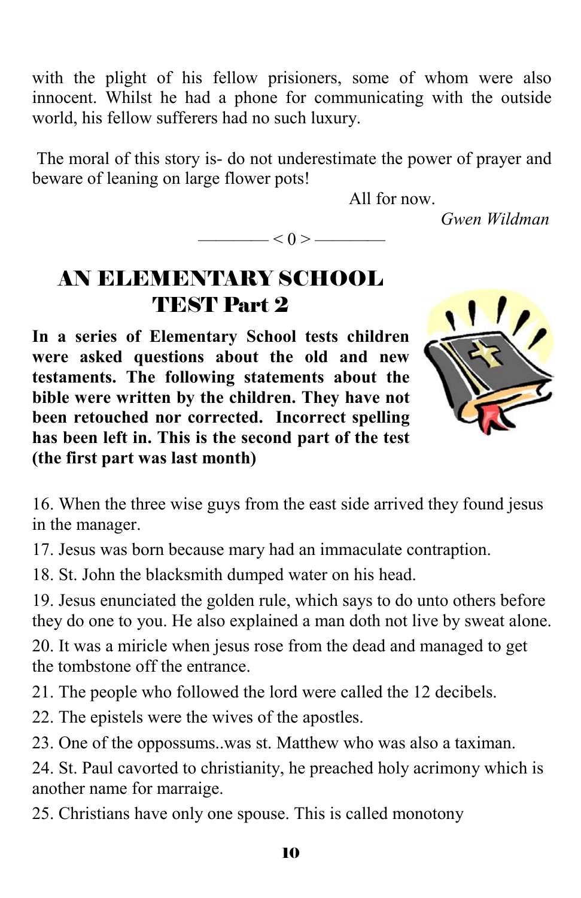with the plight of his fellow prisioners, some of whom were also innocent. Whilst he had a phone for communicating with the outside world, his fellow sufferers had no such luxury.

The moral of this story is- do not underestimate the power of prayer and beware of leaning on large flower pots!

All for now.

*Gwen Wildman*

———— < 0 > ————

## AN ELEMENTARY SCHOOL TEST Part 2

**In a series of Elementary School tests children were asked questions about the old and new testaments. The following statements about the bible were written by the children. They have not been retouched nor corrected. Incorrect spelling has been left in. This is the second part of the test (the first part was last month)**

16. When the three wise guys from the east side arrived they found jesus in the manager.
17. Jesus was born because mary had an immaculate contraption.
18. St. John the blacksmith dumped water on his head.
19. Jesus enunciated the golden rule, which says to do unto others before they do one to you. He also explained a man doth not live by sweat alone.
20. It was a miricle when jesus rose from the dead and managed to get the tombstone off the entrance.
21. The people who followed the lord were called the 12 decibels.
22. The epistels were the wives of the apostles.
23. One of the oppossums..was st. Matthew who was also a taximan.
24. St. Paul cavorted to christianity, he preached holy acrimony which is another name for marraige.
25. Christians have only one spouse. This is called monotony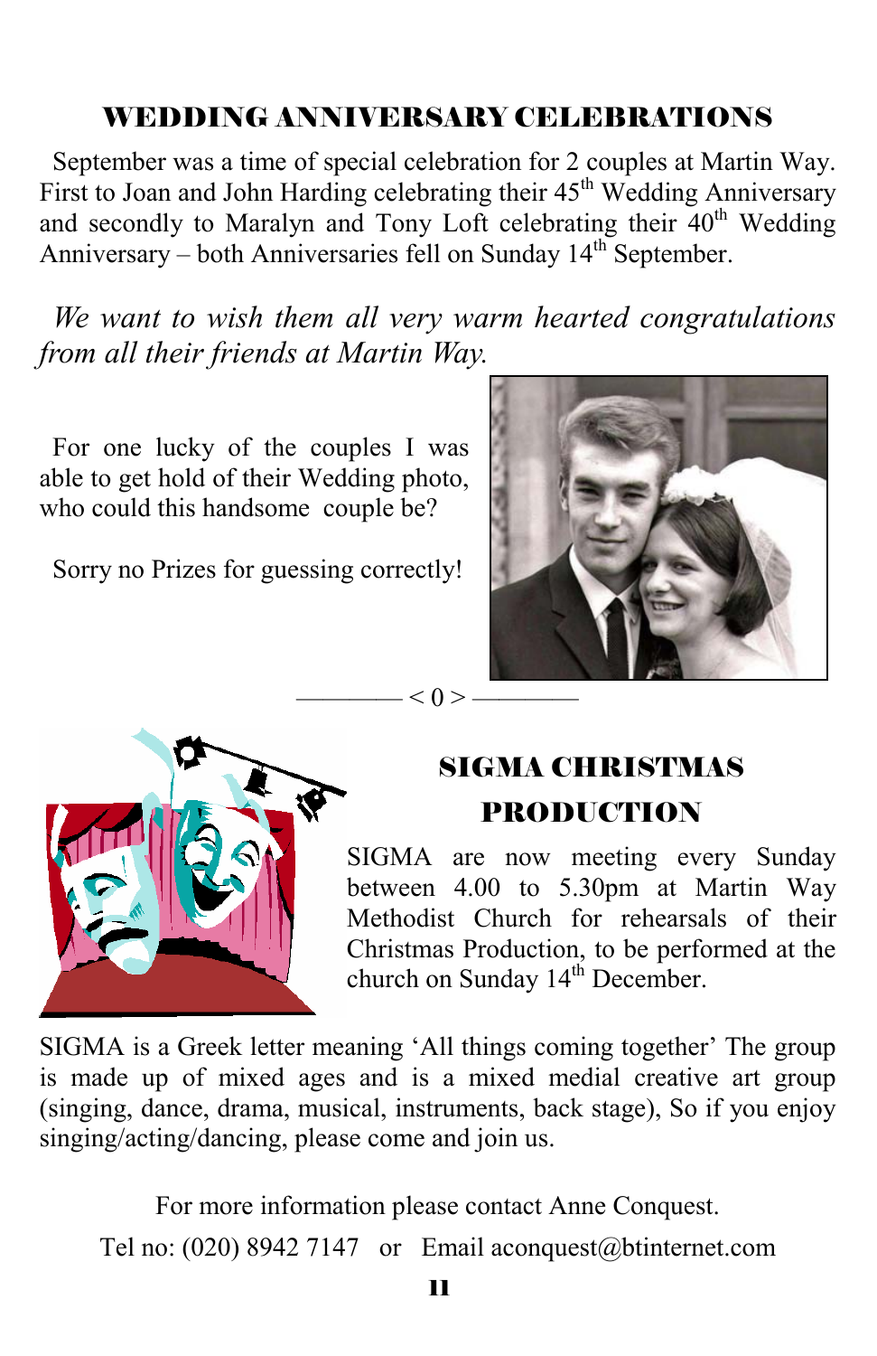## WEDDING ANNIVERSARY CELEBRATIONS

September was a time of special celebration for 2 couples at Martin Way. First to Joan and John Harding celebrating their 45th Wedding Anniversary and secondly to Maralyn and Tony Loft celebrating their 40th Wedding Anniversary – both Anniversaries fell on Sunday 14th September.

*We want to wish them all very warm hearted congratulations from all their friends at Martin Way.*

For one lucky of the couples I was able to get hold of their Wedding photo, who could this handsome couple be?

Sorry no Prizes for guessing correctly!

———— < 0 > ————

## SIGMA CHRISTMAS PRODUCTION

SIGMA are now meeting every Sunday between 4.00 to 5.30pm at Martin Way Methodist Church for rehearsals of their Christmas Production, to be performed at the church on Sunday 14th December.

SIGMA is a Greek letter meaning 'All things coming together' The group is made up of mixed ages and is a mixed medial creative art group (singing, dance, drama, musical, instruments, back stage), So if you enjoy singing/acting/dancing, please come and join us.

For more information please contact Anne Conquest.

Tel no: (020) 8942 7147 or Email aconquest@btinternet.com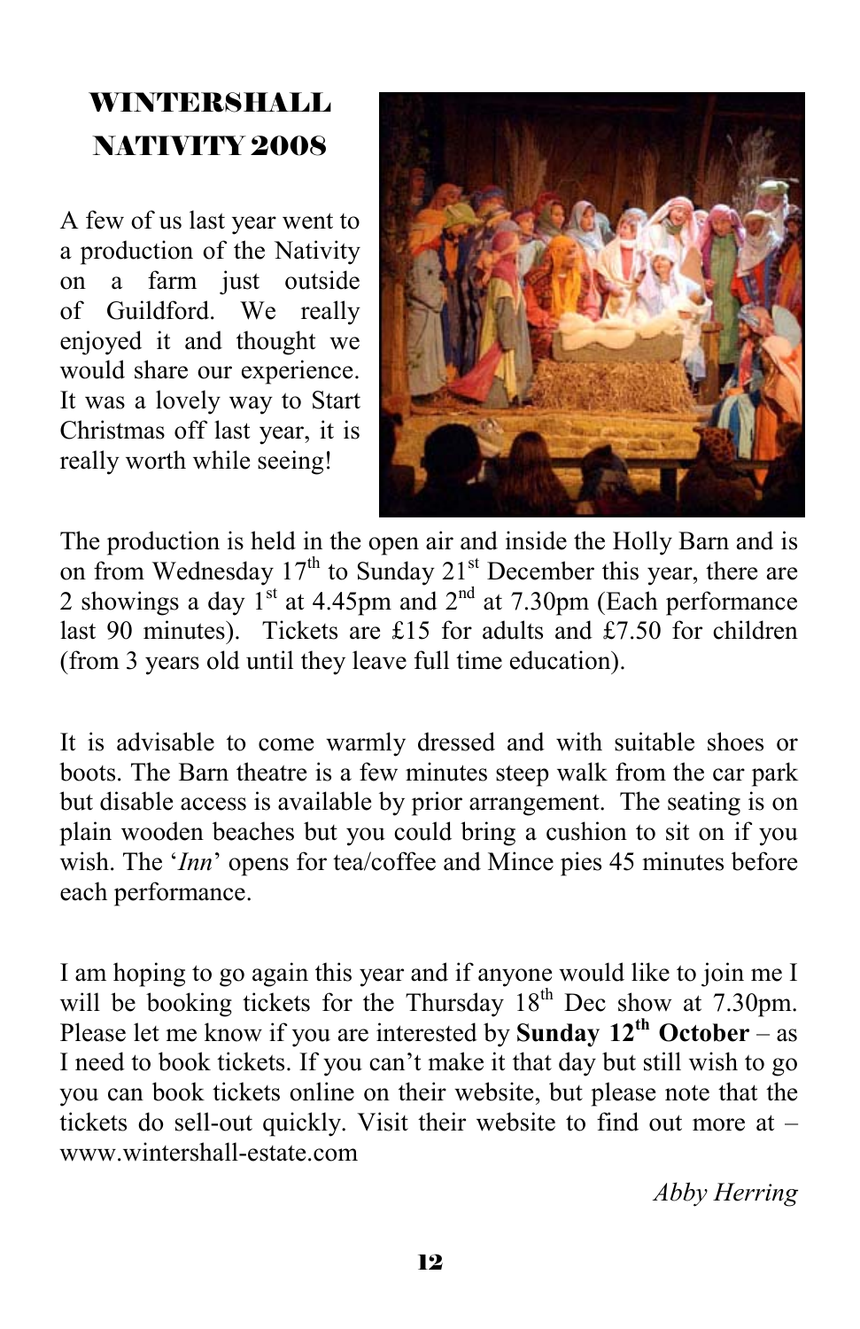# WINTERSHALL NATIVITY 2008

A few of us last year went to a production of the Nativity on a farm just outside of Guildford. We really enjoyed it and thought we would share our experience. It was a lovely way to Start Christmas off last year, it is really worth while seeing!

The production is held in the open air and inside the Holly Barn and is on from Wednesday 17th to Sunday 21st December this year, there are 2 showings a day 1st at 4.45pm and 2nd at 7.30pm (Each performance last 90 minutes). Tickets are £15 for adults and £7.50 for children (from 3 years old until they leave full time education).

It is advisable to come warmly dressed and with suitable shoes or boots. The Barn theatre is a few minutes steep walk from the car park but disable access is available by prior arrangement. The seating is on plain wooden beaches but you could bring a cushion to sit on if you wish. The '*Inn*' opens for tea/coffee and Mince pies 45 minutes before each performance.

I am hoping to go again this year and if anyone would like to join me I will be booking tickets for the Thursday 18th Dec show at 7.30pm. Please let me know if you are interested by **Sunday 12th October** – as I need to book tickets. If you can't make it that day but still wish to go you can book tickets online on their website, but please note that the tickets do sell-out quickly. Visit their website to find out more at – www.wintershall-estate.com

*Abby Herring*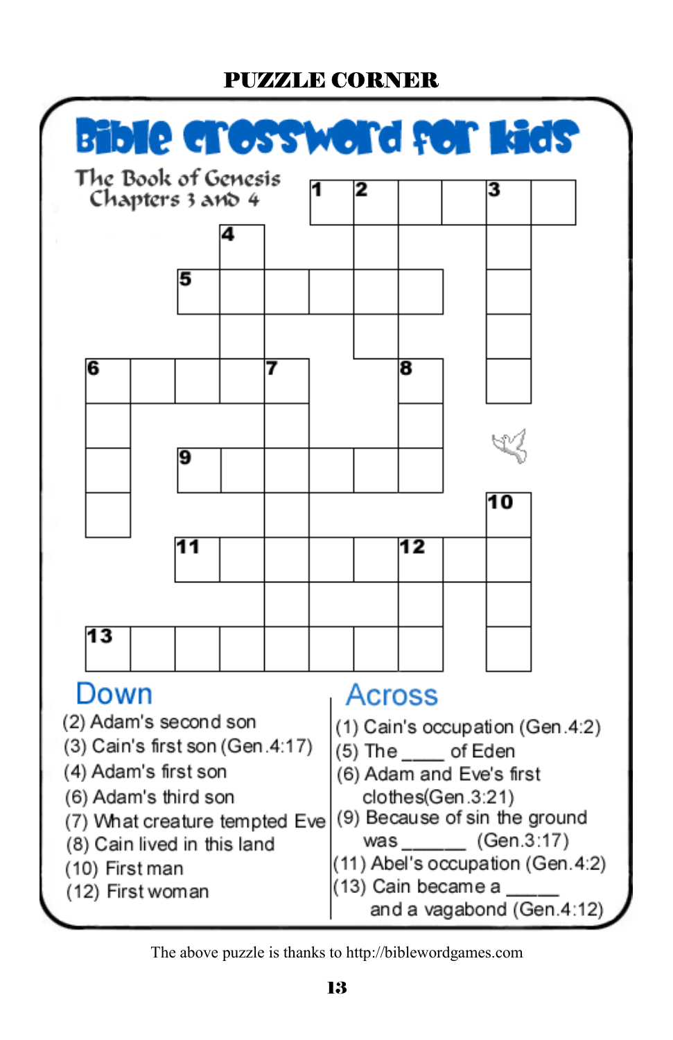# PUZZLE CORNER

## Bible crossword for kids

The Book of Genesis
Chapters 3 and 4

### Down

(2) Adam's second son
(3) Cain's first son (Gen.4:17)
(4) Adam's first son
(6) Adam's third son
(7) What creature tempted Eve
(8) Cain lived in this land
(10) First man
(12) First woman

### Across

(1) Cain's occupation (Gen.4:2)
(5) The ____ of Eden
(6) Adam and Eve's first clothes(Gen.3:21)
(9) Because of sin the ground was ______ (Gen.3:17)
(11) Abel's occupation (Gen.4:2)
(13) Cain became a _____ and a vagabond (Gen.4:12)

The above puzzle is thanks to http://biblewordgames.com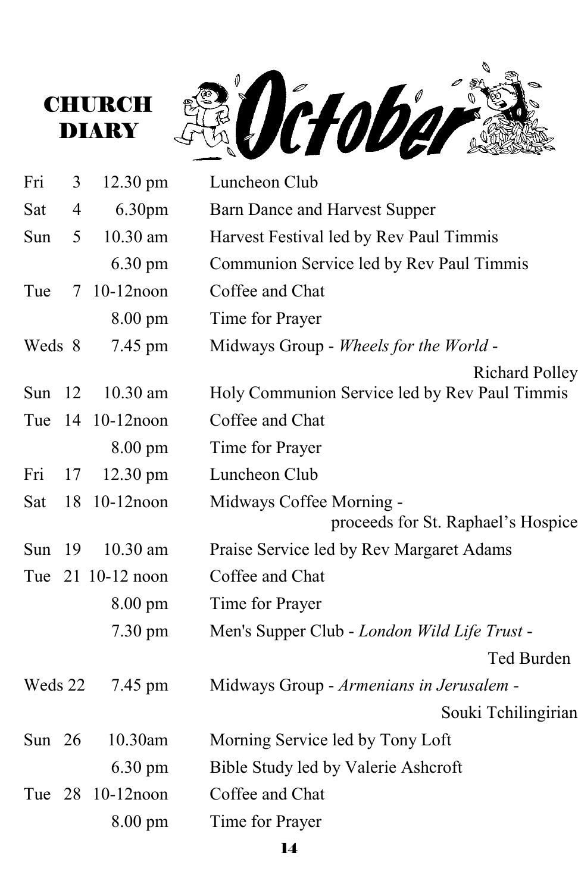# CHURCH DIARY

## October

| Day | Date | Time | Event |
|---|---|---|---|
| Fri | 3 | 12.30 pm | Luncheon Club |
| Sat | 4 | 6.30pm | Barn Dance and Harvest Supper |
| Sun | 5 | 10.30 am | Harvest Festival led by Rev Paul Timmis |
| | | 6.30 pm | Communion Service led by Rev Paul Timmis |
| Tue | 7 | 10-12noon | Coffee and Chat |
| | | 8.00 pm | Time for Prayer |
| Weds | 8 | 7.45 pm | Midways Group - *Wheels for the World* - Richard Polley |
| Sun | 12 | 10.30 am | Holy Communion Service led by Rev Paul Timmis |
| Tue | 14 | 10-12noon | Coffee and Chat |
| | | 8.00 pm | Time for Prayer |
| Fri | 17 | 12.30 pm | Luncheon Club |
| Sat | 18 | 10-12noon | Midways Coffee Morning - proceeds for St. Raphael's Hospice |
| Sun | 19 | 10.30 am | Praise Service led by Rev Margaret Adams |
| Tue | 21 | 10-12 noon | Coffee and Chat |
| | | 8.00 pm | Time for Prayer |
| | | 7.30 pm | Men's Supper Club - *London Wild Life Trust* - Ted Burden |
| Weds | 22 | 7.45 pm | Midways Group - *Armenians in Jerusalem* - Souki Tchilingirian |
| Sun | 26 | 10.30am | Morning Service led by Tony Loft |
| | | 6.30 pm | Bible Study led by Valerie Ashcroft |
| Tue | 28 | 10-12noon | Coffee and Chat |
| | | 8.00 pm | Time for Prayer |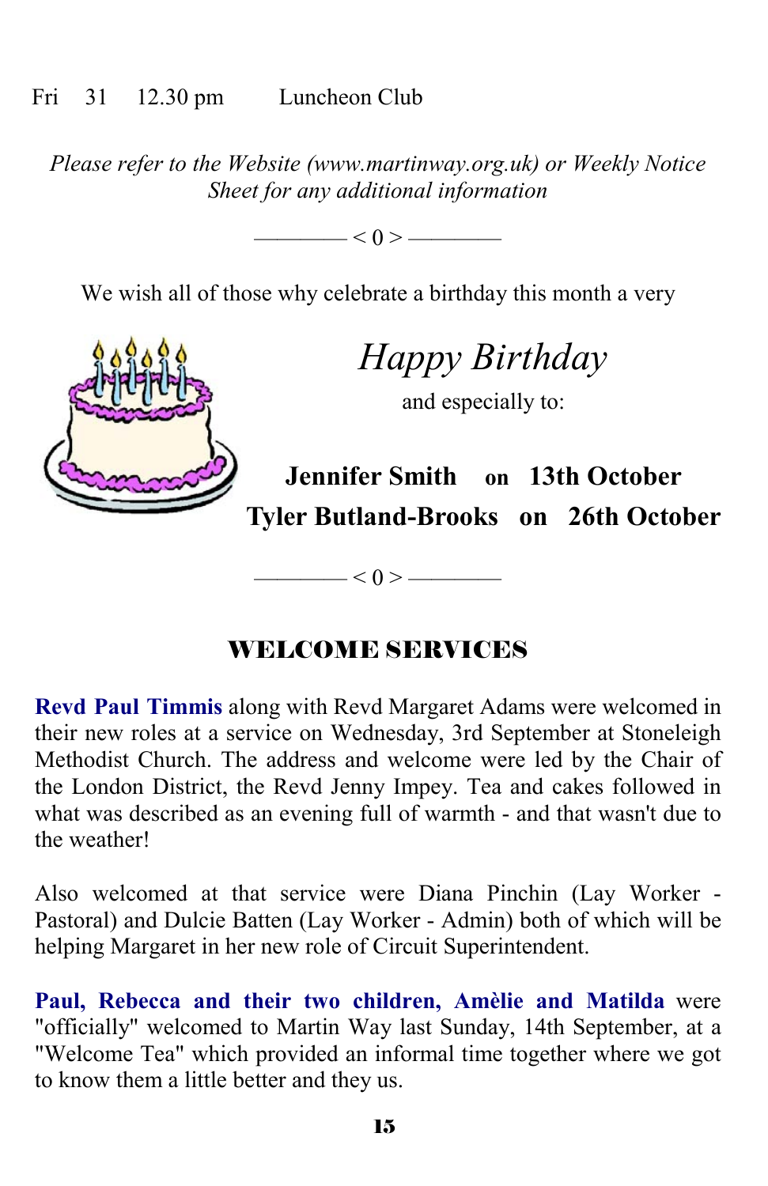Fri 31 12.30 pm Luncheon Club

*Please refer to the Website (www.martinway.org.uk) or Weekly Notice Sheet for any additional information*

———— < 0 > ————

We wish all of those why celebrate a birthday this month a very

*Happy Birthday*

and especially to:

**Jennifer Smith on 13th October**
**Tyler Butland-Brooks on 26th October**

———— < 0 > ————

## WELCOME SERVICES

**Revd Paul Timmis** along with Revd Margaret Adams were welcomed in their new roles at a service on Wednesday, 3rd September at Stoneleigh Methodist Church. The address and welcome were led by the Chair of the London District, the Revd Jenny Impey. Tea and cakes followed in what was described as an evening full of warmth - and that wasn't due to the weather!

Also welcomed at that service were Diana Pinchin (Lay Worker - Pastoral) and Dulcie Batten (Lay Worker - Admin) both of which will be helping Margaret in her new role of Circuit Superintendent.

**Paul, Rebecca and their two children, Amèlie and Matilda** were "officially" welcomed to Martin Way last Sunday, 14th September, at a "Welcome Tea" which provided an informal time together where we got to know them a little better and they us.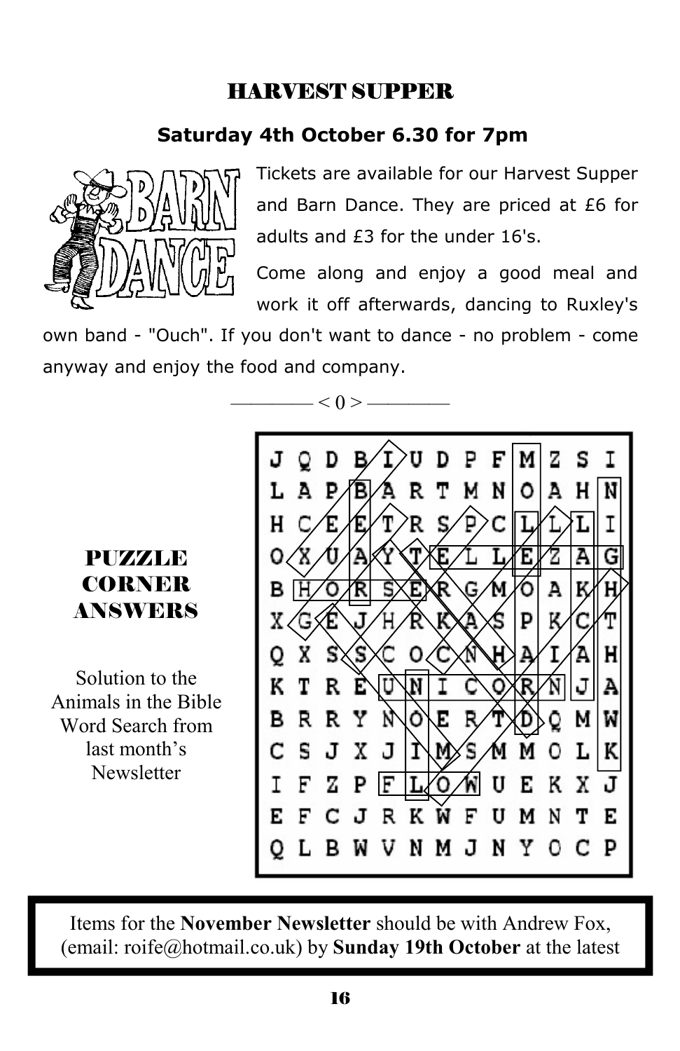## HARVEST SUPPER

### Saturday 4th October 6.30 for 7pm

Tickets are available for our Harvest Supper and Barn Dance. They are priced at £6 for adults and £3 for the under 16's.

Come along and enjoy a good meal and work it off afterwards, dancing to Ruxley's own band - "Ouch". If you don't want to dance - no problem - come anyway and enjoy the food and company.

———— < 0 > ————

## PUZZLE CORNER ANSWERS

Solution to the Animals in the Bible Word Search from last month's Newsletter

| | | | | | | | | | | | | |
|---|---|---|---|---|---|---|---|---|---|---|---|---|
| J | Q | D | B | I | U | D | P | F | M | Z | S | I |
| L | A | P | B | A | R | T | M | N | O | A | H | N |
| H | C | E | E | T | R | S | P | C | L | L | L | I |
| O | X | U | A | Y | T | E | L | L | E | Z | A | G |
| B | H | O | R | S | E | R | G | M | O | A | K | H |
| X | G | E | J | H | R | K | A | S | P | K | C | T |
| Q | X | S | S | C | O | C | N | H | A | I | A | H |
| K | T | R | E | U | N | I | C | O | R | N | J | A |
| B | R | R | Y | N | O | E | R | T | D | Q | M | W |
| C | S | J | X | J | I | M | S | M | M | O | L | K |
| I | F | Z | P | F | L | O | W | U | E | K | X | J |
| E | F | C | J | R | K | W | F | U | M | N | T | E |
| Q | L | B | W | V | N | M | J | N | Y | O | C | P |

Items for the **November Newsletter** should be with Andrew Fox, (email: roife@hotmail.co.uk) by **Sunday 19th October** at the latest